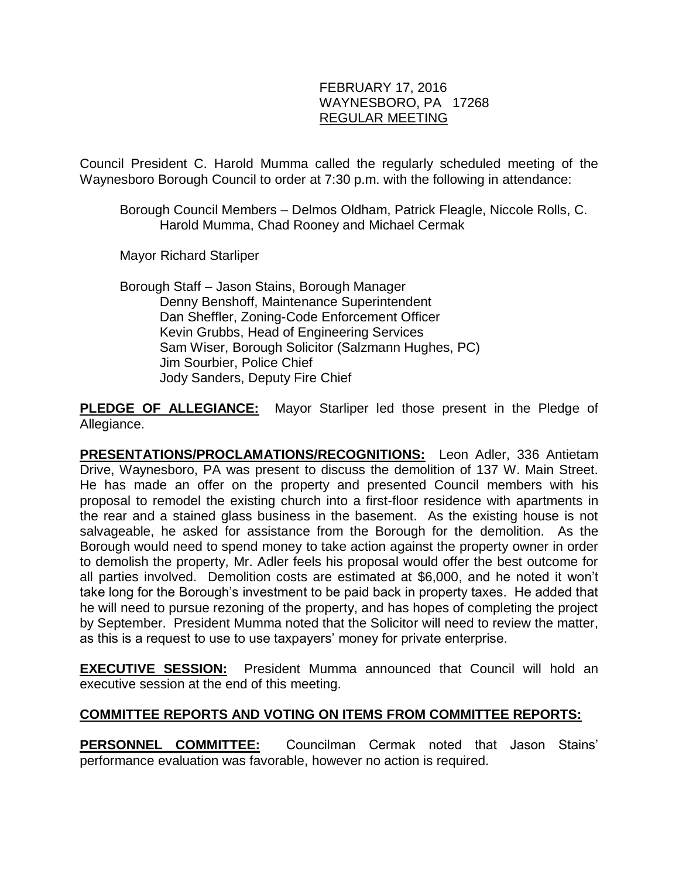FEBRUARY 17, 2016
WAYNESBORO, PA 17268
REGULAR MEETING

Council President C. Harold Mumma called the regularly scheduled meeting of the Waynesboro Borough Council to order at 7:30 p.m. with the following in attendance:

Borough Council Members – Delmos Oldham, Patrick Fleagle, Niccole Rolls, C. Harold Mumma, Chad Rooney and Michael Cermak

Mayor Richard Starliper

Borough Staff – Jason Stains, Borough Manager
Denny Benshoff, Maintenance Superintendent
Dan Sheffler, Zoning-Code Enforcement Officer
Kevin Grubbs, Head of Engineering Services
Sam Wiser, Borough Solicitor (Salzmann Hughes, PC)
Jim Sourbier, Police Chief
Jody Sanders, Deputy Fire Chief

**PLEDGE OF ALLEGIANCE:** Mayor Starliper led those present in the Pledge of Allegiance.

**PRESENTATIONS/PROCLAMATIONS/RECOGNITIONS:** Leon Adler, 336 Antietam Drive, Waynesboro, PA was present to discuss the demolition of 137 W. Main Street. He has made an offer on the property and presented Council members with his proposal to remodel the existing church into a first-floor residence with apartments in the rear and a stained glass business in the basement. As the existing house is not salvageable, he asked for assistance from the Borough for the demolition. As the Borough would need to spend money to take action against the property owner in order to demolish the property, Mr. Adler feels his proposal would offer the best outcome for all parties involved. Demolition costs are estimated at $6,000, and he noted it won't take long for the Borough's investment to be paid back in property taxes. He added that he will need to pursue rezoning of the property, and has hopes of completing the project by September. President Mumma noted that the Solicitor will need to review the matter, as this is a request to use to use taxpayers' money for private enterprise.

**EXECUTIVE SESSION:** President Mumma announced that Council will hold an executive session at the end of this meeting.

**COMMITTEE REPORTS AND VOTING ON ITEMS FROM COMMITTEE REPORTS:**

**PERSONNEL COMMITTEE:** Councilman Cermak noted that Jason Stains' performance evaluation was favorable, however no action is required.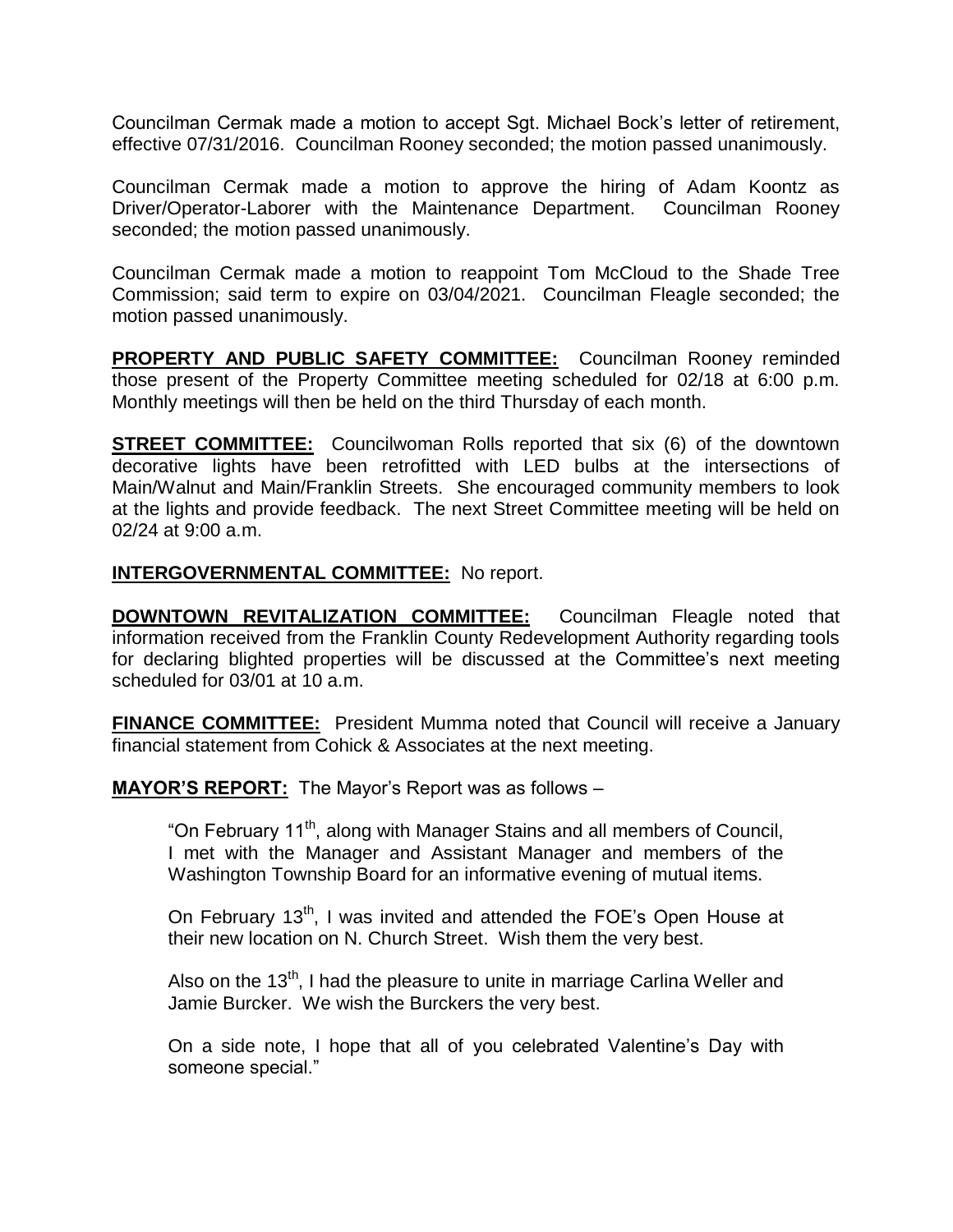Councilman Cermak made a motion to accept Sgt. Michael Bock's letter of retirement, effective 07/31/2016. Councilman Rooney seconded; the motion passed unanimously.

Councilman Cermak made a motion to approve the hiring of Adam Koontz as Driver/Operator-Laborer with the Maintenance Department. Councilman Rooney seconded; the motion passed unanimously.

Councilman Cermak made a motion to reappoint Tom McCloud to the Shade Tree Commission; said term to expire on 03/04/2021. Councilman Fleagle seconded; the motion passed unanimously.

**PROPERTY AND PUBLIC SAFETY COMMITTEE:** Councilman Rooney reminded those present of the Property Committee meeting scheduled for 02/18 at 6:00 p.m. Monthly meetings will then be held on the third Thursday of each month.

**STREET COMMITTEE:** Councilwoman Rolls reported that six (6) of the downtown decorative lights have been retrofitted with LED bulbs at the intersections of Main/Walnut and Main/Franklin Streets. She encouraged community members to look at the lights and provide feedback. The next Street Committee meeting will be held on 02/24 at 9:00 a.m.

**INTERGOVERNMENTAL COMMITTEE:** No report.

**DOWNTOWN REVITALIZATION COMMITTEE:** Councilman Fleagle noted that information received from the Franklin County Redevelopment Authority regarding tools for declaring blighted properties will be discussed at the Committee's next meeting scheduled for 03/01 at 10 a.m.

**FINANCE COMMITTEE:** President Mumma noted that Council will receive a January financial statement from Cohick & Associates at the next meeting.

**MAYOR'S REPORT:** The Mayor's Report was as follows –

> "On February 11th, along with Manager Stains and all members of Council, I met with the Manager and Assistant Manager and members of the Washington Township Board for an informative evening of mutual items.
>
> On February 13th, I was invited and attended the FOE's Open House at their new location on N. Church Street. Wish them the very best.
>
> Also on the 13th, I had the pleasure to unite in marriage Carlina Weller and Jamie Burcker. We wish the Burckers the very best.
>
> On a side note, I hope that all of you celebrated Valentine's Day with someone special."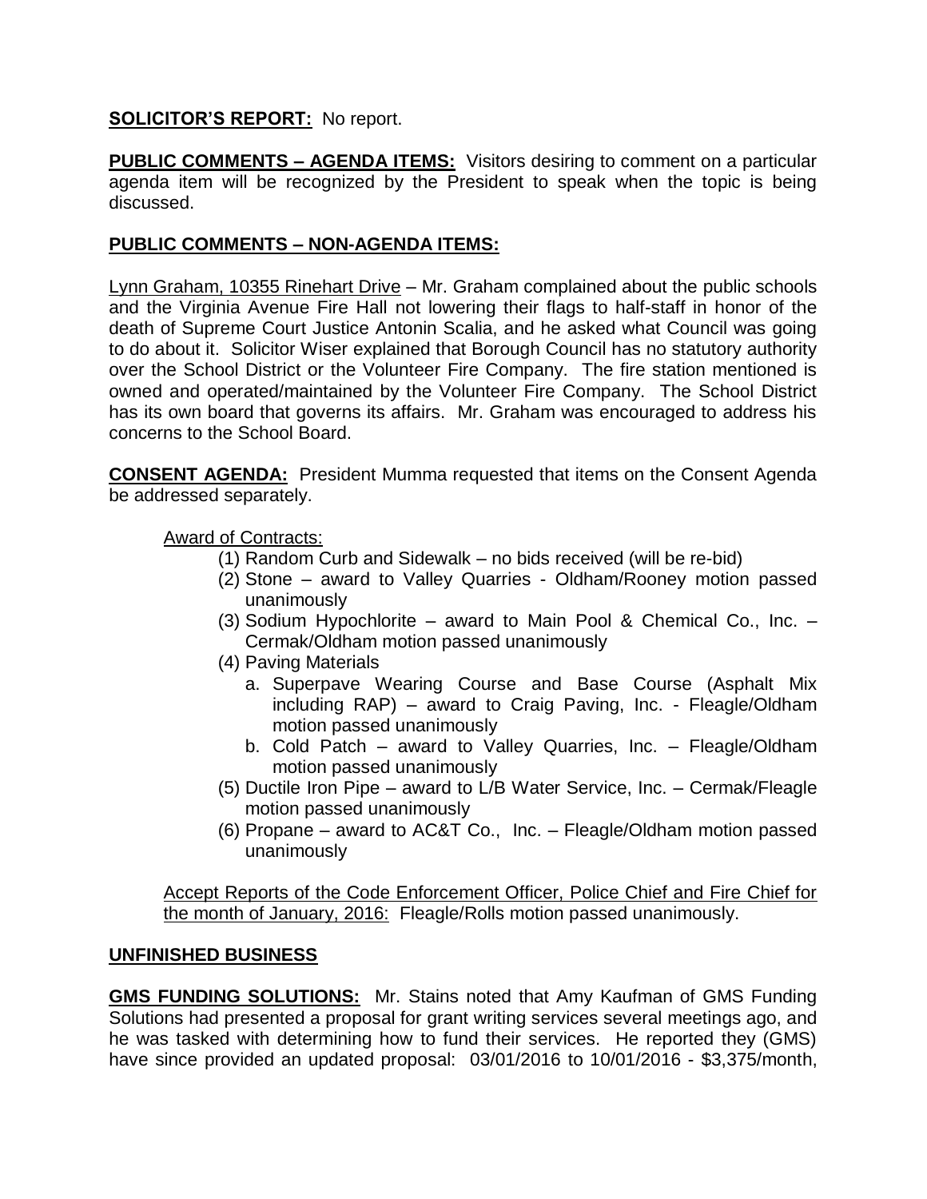**SOLICITOR'S REPORT:** No report.

**PUBLIC COMMENTS – AGENDA ITEMS:** Visitors desiring to comment on a particular agenda item will be recognized by the President to speak when the topic is being discussed.

**PUBLIC COMMENTS – NON-AGENDA ITEMS:**

Lynn Graham, 10355 Rinehart Drive – Mr. Graham complained about the public schools and the Virginia Avenue Fire Hall not lowering their flags to half-staff in honor of the death of Supreme Court Justice Antonin Scalia, and he asked what Council was going to do about it. Solicitor Wiser explained that Borough Council has no statutory authority over the School District or the Volunteer Fire Company. The fire station mentioned is owned and operated/maintained by the Volunteer Fire Company. The School District has its own board that governs its affairs. Mr. Graham was encouraged to address his concerns to the School Board.

**CONSENT AGENDA:** President Mumma requested that items on the Consent Agenda be addressed separately.

Award of Contracts:

(1) Random Curb and Sidewalk – no bids received (will be re-bid)
(2) Stone – award to Valley Quarries - Oldham/Rooney motion passed unanimously
(3) Sodium Hypochlorite – award to Main Pool & Chemical Co., Inc. – Cermak/Oldham motion passed unanimously
(4) Paving Materials
   a. Superpave Wearing Course and Base Course (Asphalt Mix including RAP) – award to Craig Paving, Inc. - Fleagle/Oldham motion passed unanimously
   b. Cold Patch – award to Valley Quarries, Inc. – Fleagle/Oldham motion passed unanimously
(5) Ductile Iron Pipe – award to L/B Water Service, Inc. – Cermak/Fleagle motion passed unanimously
(6) Propane – award to AC&T Co., Inc. – Fleagle/Oldham motion passed unanimously

Accept Reports of the Code Enforcement Officer, Police Chief and Fire Chief for the month of January, 2016: Fleagle/Rolls motion passed unanimously.

**UNFINISHED BUSINESS**

**GMS FUNDING SOLUTIONS:** Mr. Stains noted that Amy Kaufman of GMS Funding Solutions had presented a proposal for grant writing services several meetings ago, and he was tasked with determining how to fund their services. He reported they (GMS) have since provided an updated proposal: 03/01/2016 to 10/01/2016 - $3,375/month,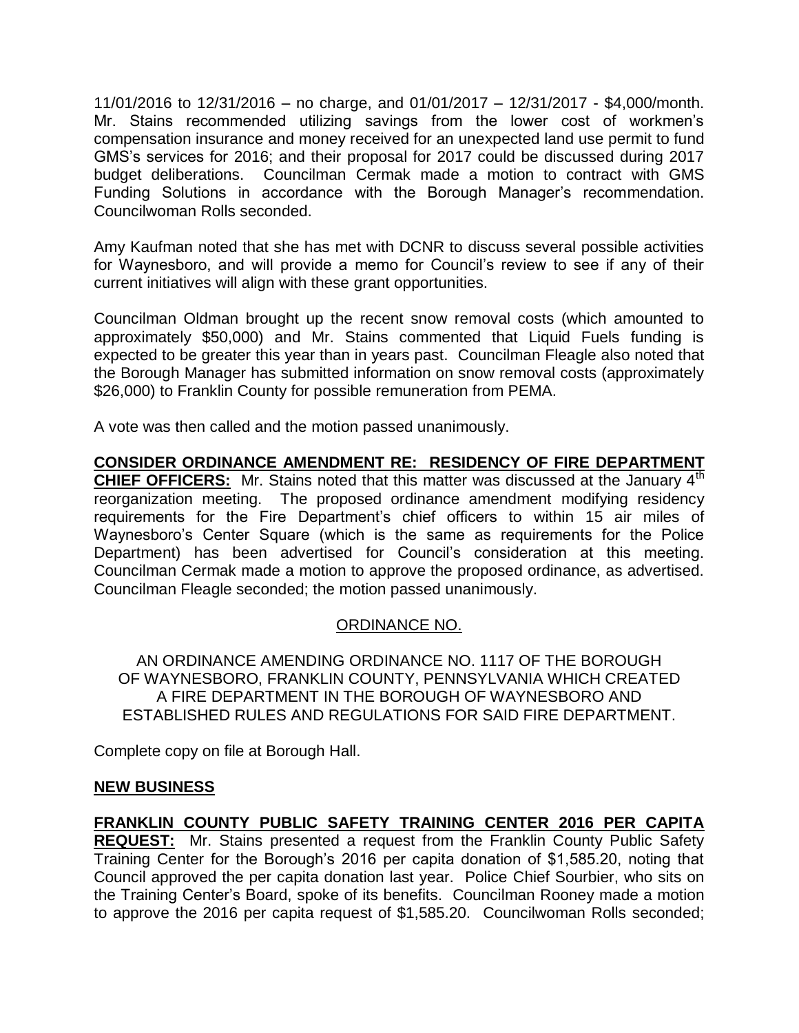11/01/2016 to 12/31/2016 – no charge, and 01/01/2017 – 12/31/2017 - $4,000/month. Mr. Stains recommended utilizing savings from the lower cost of workmen's compensation insurance and money received for an unexpected land use permit to fund GMS's services for 2016; and their proposal for 2017 could be discussed during 2017 budget deliberations. Councilman Cermak made a motion to contract with GMS Funding Solutions in accordance with the Borough Manager's recommendation. Councilwoman Rolls seconded.

Amy Kaufman noted that she has met with DCNR to discuss several possible activities for Waynesboro, and will provide a memo for Council's review to see if any of their current initiatives will align with these grant opportunities.

Councilman Oldman brought up the recent snow removal costs (which amounted to approximately $50,000) and Mr. Stains commented that Liquid Fuels funding is expected to be greater this year than in years past. Councilman Fleagle also noted that the Borough Manager has submitted information on snow removal costs (approximately $26,000) to Franklin County for possible remuneration from PEMA.

A vote was then called and the motion passed unanimously.

**CONSIDER ORDINANCE AMENDMENT RE: RESIDENCY OF FIRE DEPARTMENT CHIEF OFFICERS:** Mr. Stains noted that this matter was discussed at the January 4th reorganization meeting. The proposed ordinance amendment modifying residency requirements for the Fire Department's chief officers to within 15 air miles of Waynesboro's Center Square (which is the same as requirements for the Police Department) has been advertised for Council's consideration at this meeting. Councilman Cermak made a motion to approve the proposed ordinance, as advertised. Councilman Fleagle seconded; the motion passed unanimously.

ORDINANCE NO.

AN ORDINANCE AMENDING ORDINANCE NO. 1117 OF THE BOROUGH OF WAYNESBORO, FRANKLIN COUNTY, PENNSYLVANIA WHICH CREATED A FIRE DEPARTMENT IN THE BOROUGH OF WAYNESBORO AND ESTABLISHED RULES AND REGULATIONS FOR SAID FIRE DEPARTMENT.

Complete copy on file at Borough Hall.

**NEW BUSINESS**

**FRANKLIN COUNTY PUBLIC SAFETY TRAINING CENTER 2016 PER CAPITA REQUEST:** Mr. Stains presented a request from the Franklin County Public Safety Training Center for the Borough's 2016 per capita donation of $1,585.20, noting that Council approved the per capita donation last year. Police Chief Sourbier, who sits on the Training Center's Board, spoke of its benefits. Councilman Rooney made a motion to approve the 2016 per capita request of $1,585.20. Councilwoman Rolls seconded;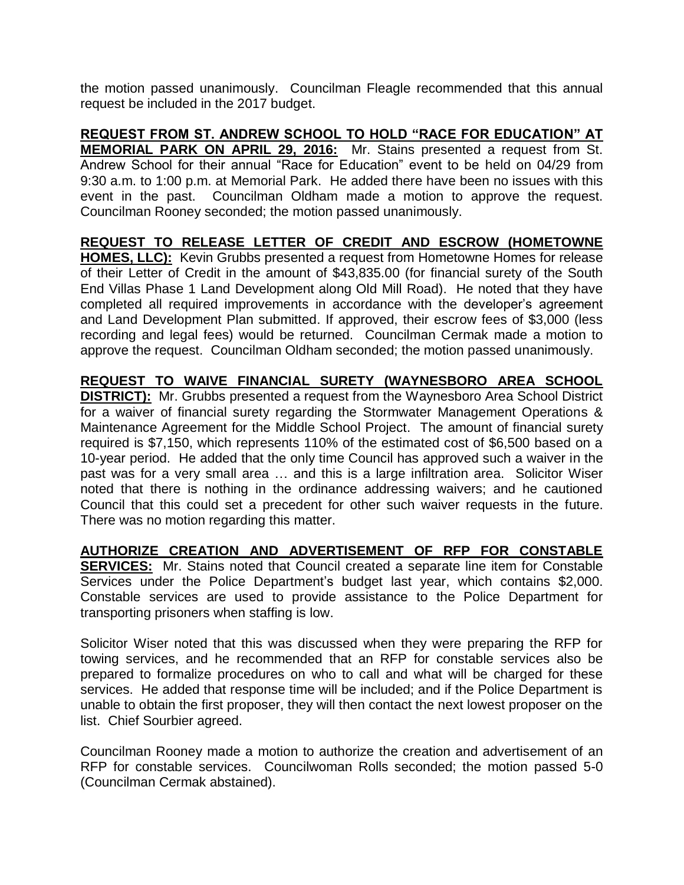the motion passed unanimously. Councilman Fleagle recommended that this annual request be included in the 2017 budget.

**REQUEST FROM ST. ANDREW SCHOOL TO HOLD "RACE FOR EDUCATION" AT MEMORIAL PARK ON APRIL 29, 2016:** Mr. Stains presented a request from St. Andrew School for their annual "Race for Education" event to be held on 04/29 from 9:30 a.m. to 1:00 p.m. at Memorial Park. He added there have been no issues with this event in the past. Councilman Oldham made a motion to approve the request. Councilman Rooney seconded; the motion passed unanimously.

**REQUEST TO RELEASE LETTER OF CREDIT AND ESCROW (HOMETOWNE HOMES, LLC):** Kevin Grubbs presented a request from Hometowne Homes for release of their Letter of Credit in the amount of $43,835.00 (for financial surety of the South End Villas Phase 1 Land Development along Old Mill Road). He noted that they have completed all required improvements in accordance with the developer's agreement and Land Development Plan submitted. If approved, their escrow fees of $3,000 (less recording and legal fees) would be returned. Councilman Cermak made a motion to approve the request. Councilman Oldham seconded; the motion passed unanimously.

**REQUEST TO WAIVE FINANCIAL SURETY (WAYNESBORO AREA SCHOOL DISTRICT):** Mr. Grubbs presented a request from the Waynesboro Area School District for a waiver of financial surety regarding the Stormwater Management Operations & Maintenance Agreement for the Middle School Project. The amount of financial surety required is $7,150, which represents 110% of the estimated cost of $6,500 based on a 10-year period. He added that the only time Council has approved such a waiver in the past was for a very small area … and this is a large infiltration area. Solicitor Wiser noted that there is nothing in the ordinance addressing waivers; and he cautioned Council that this could set a precedent for other such waiver requests in the future. There was no motion regarding this matter.

**AUTHORIZE CREATION AND ADVERTISEMENT OF RFP FOR CONSTABLE SERVICES:** Mr. Stains noted that Council created a separate line item for Constable Services under the Police Department's budget last year, which contains $2,000. Constable services are used to provide assistance to the Police Department for transporting prisoners when staffing is low.

Solicitor Wiser noted that this was discussed when they were preparing the RFP for towing services, and he recommended that an RFP for constable services also be prepared to formalize procedures on who to call and what will be charged for these services. He added that response time will be included; and if the Police Department is unable to obtain the first proposer, they will then contact the next lowest proposer on the list. Chief Sourbier agreed.

Councilman Rooney made a motion to authorize the creation and advertisement of an RFP for constable services. Councilwoman Rolls seconded; the motion passed 5-0 (Councilman Cermak abstained).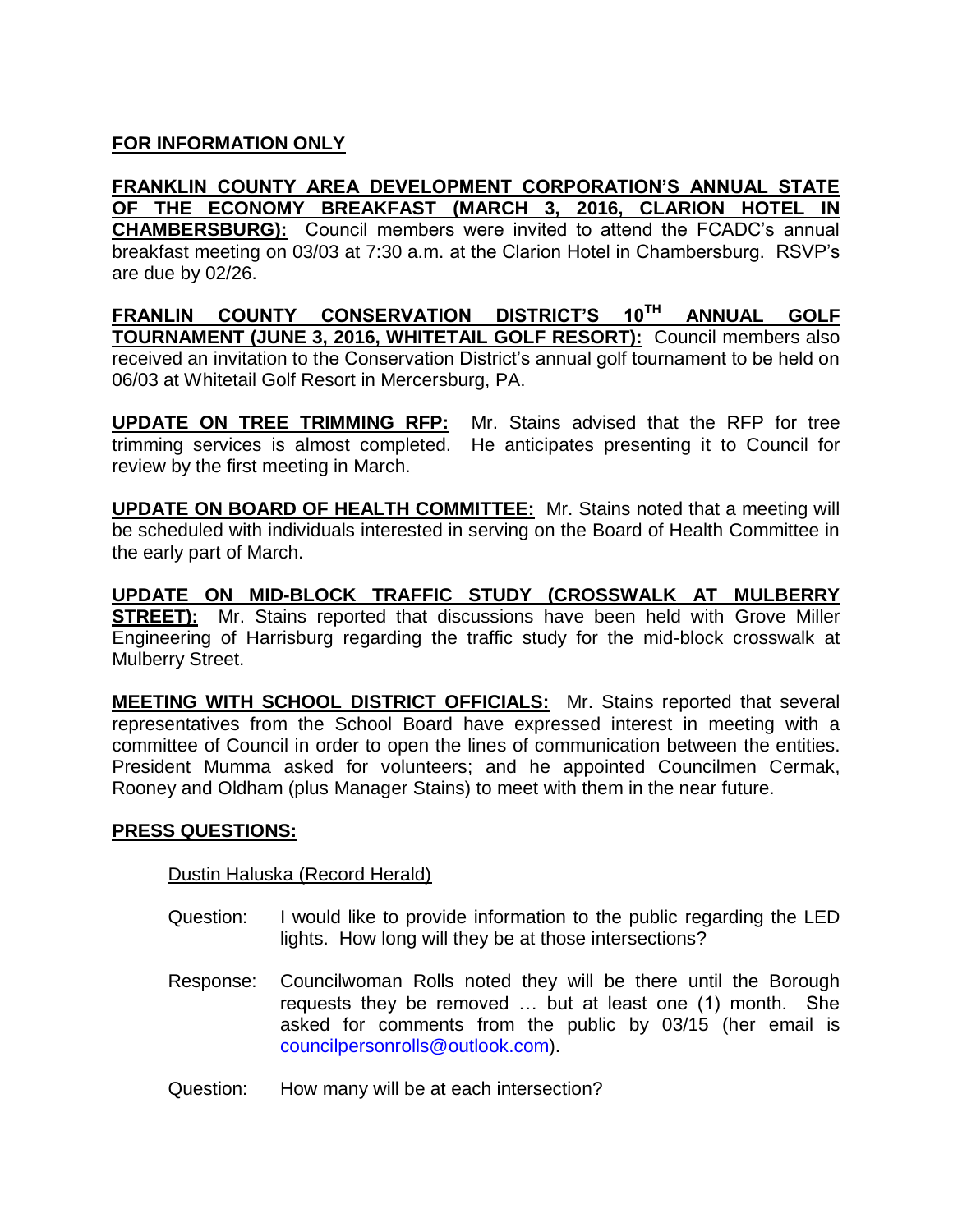**FOR INFORMATION ONLY**

**FRANKLIN COUNTY AREA DEVELOPMENT CORPORATION'S ANNUAL STATE OF THE ECONOMY BREAKFAST (MARCH 3, 2016, CLARION HOTEL IN CHAMBERSBURG):** Council members were invited to attend the FCADC's annual breakfast meeting on 03/03 at 7:30 a.m. at the Clarion Hotel in Chambersburg. RSVP's are due by 02/26.

**FRANLIN COUNTY CONSERVATION DISTRICT'S 10TH ANNUAL GOLF TOURNAMENT (JUNE 3, 2016, WHITETAIL GOLF RESORT):** Council members also received an invitation to the Conservation District's annual golf tournament to be held on 06/03 at Whitetail Golf Resort in Mercersburg, PA.

**UPDATE ON TREE TRIMMING RFP:** Mr. Stains advised that the RFP for tree trimming services is almost completed. He anticipates presenting it to Council for review by the first meeting in March.

**UPDATE ON BOARD OF HEALTH COMMITTEE:** Mr. Stains noted that a meeting will be scheduled with individuals interested in serving on the Board of Health Committee in the early part of March.

**UPDATE ON MID-BLOCK TRAFFIC STUDY (CROSSWALK AT MULBERRY STREET):** Mr. Stains reported that discussions have been held with Grove Miller Engineering of Harrisburg regarding the traffic study for the mid-block crosswalk at Mulberry Street.

**MEETING WITH SCHOOL DISTRICT OFFICIALS:** Mr. Stains reported that several representatives from the School Board have expressed interest in meeting with a committee of Council in order to open the lines of communication between the entities. President Mumma asked for volunteers; and he appointed Councilmen Cermak, Rooney and Oldham (plus Manager Stains) to meet with them in the near future.

**PRESS QUESTIONS:**

Dustin Haluska (Record Herald)

Question: I would like to provide information to the public regarding the LED lights. How long will they be at those intersections?

Response: Councilwoman Rolls noted they will be there until the Borough requests they be removed … but at least one (1) month. She asked for comments from the public by 03/15 (her email is councilpersonrolls@outlook.com).

Question: How many will be at each intersection?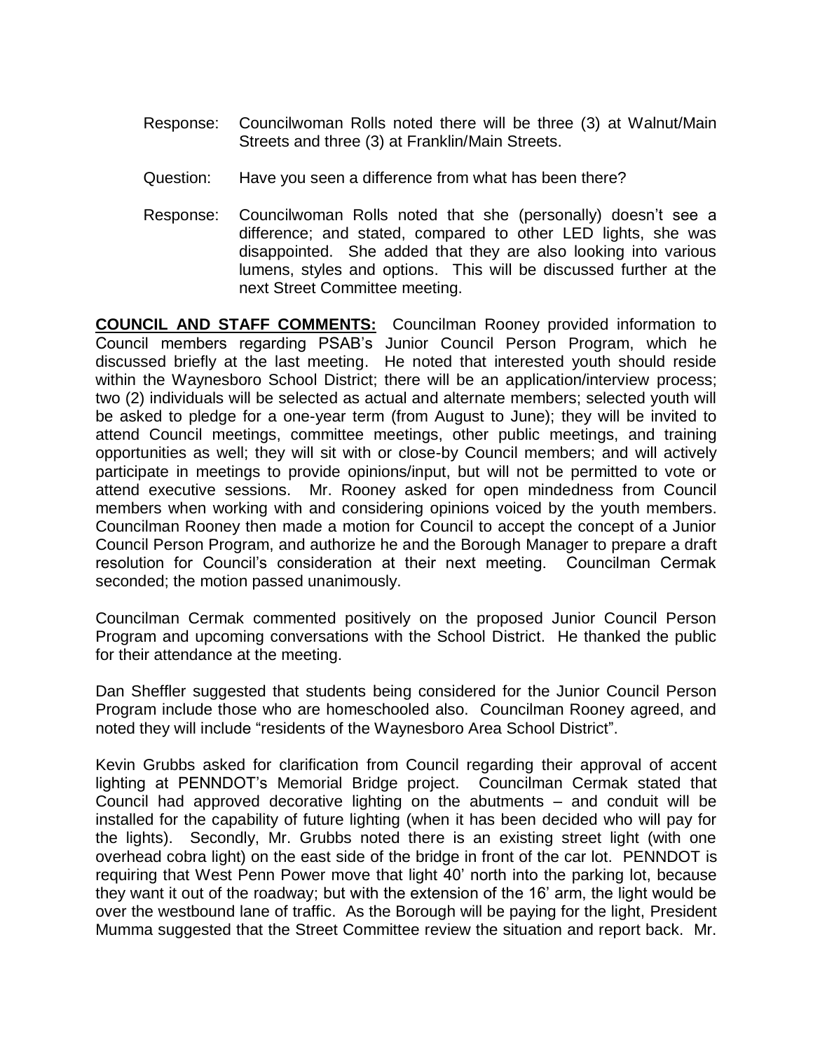Response: Councilwoman Rolls noted there will be three (3) at Walnut/Main Streets and three (3) at Franklin/Main Streets.

Question: Have you seen a difference from what has been there?

Response: Councilwoman Rolls noted that she (personally) doesn't see a difference; and stated, compared to other LED lights, she was disappointed. She added that they are also looking into various lumens, styles and options. This will be discussed further at the next Street Committee meeting.

**COUNCIL AND STAFF COMMENTS:** Councilman Rooney provided information to Council members regarding PSAB's Junior Council Person Program, which he discussed briefly at the last meeting. He noted that interested youth should reside within the Waynesboro School District; there will be an application/interview process; two (2) individuals will be selected as actual and alternate members; selected youth will be asked to pledge for a one-year term (from August to June); they will be invited to attend Council meetings, committee meetings, other public meetings, and training opportunities as well; they will sit with or close-by Council members; and will actively participate in meetings to provide opinions/input, but will not be permitted to vote or attend executive sessions. Mr. Rooney asked for open mindedness from Council members when working with and considering opinions voiced by the youth members. Councilman Rooney then made a motion for Council to accept the concept of a Junior Council Person Program, and authorize he and the Borough Manager to prepare a draft resolution for Council's consideration at their next meeting. Councilman Cermak seconded; the motion passed unanimously.

Councilman Cermak commented positively on the proposed Junior Council Person Program and upcoming conversations with the School District. He thanked the public for their attendance at the meeting.

Dan Sheffler suggested that students being considered for the Junior Council Person Program include those who are homeschooled also. Councilman Rooney agreed, and noted they will include "residents of the Waynesboro Area School District".

Kevin Grubbs asked for clarification from Council regarding their approval of accent lighting at PENNDOT's Memorial Bridge project. Councilman Cermak stated that Council had approved decorative lighting on the abutments – and conduit will be installed for the capability of future lighting (when it has been decided who will pay for the lights). Secondly, Mr. Grubbs noted there is an existing street light (with one overhead cobra light) on the east side of the bridge in front of the car lot. PENNDOT is requiring that West Penn Power move that light 40' north into the parking lot, because they want it out of the roadway; but with the extension of the 16' arm, the light would be over the westbound lane of traffic. As the Borough will be paying for the light, President Mumma suggested that the Street Committee review the situation and report back. Mr.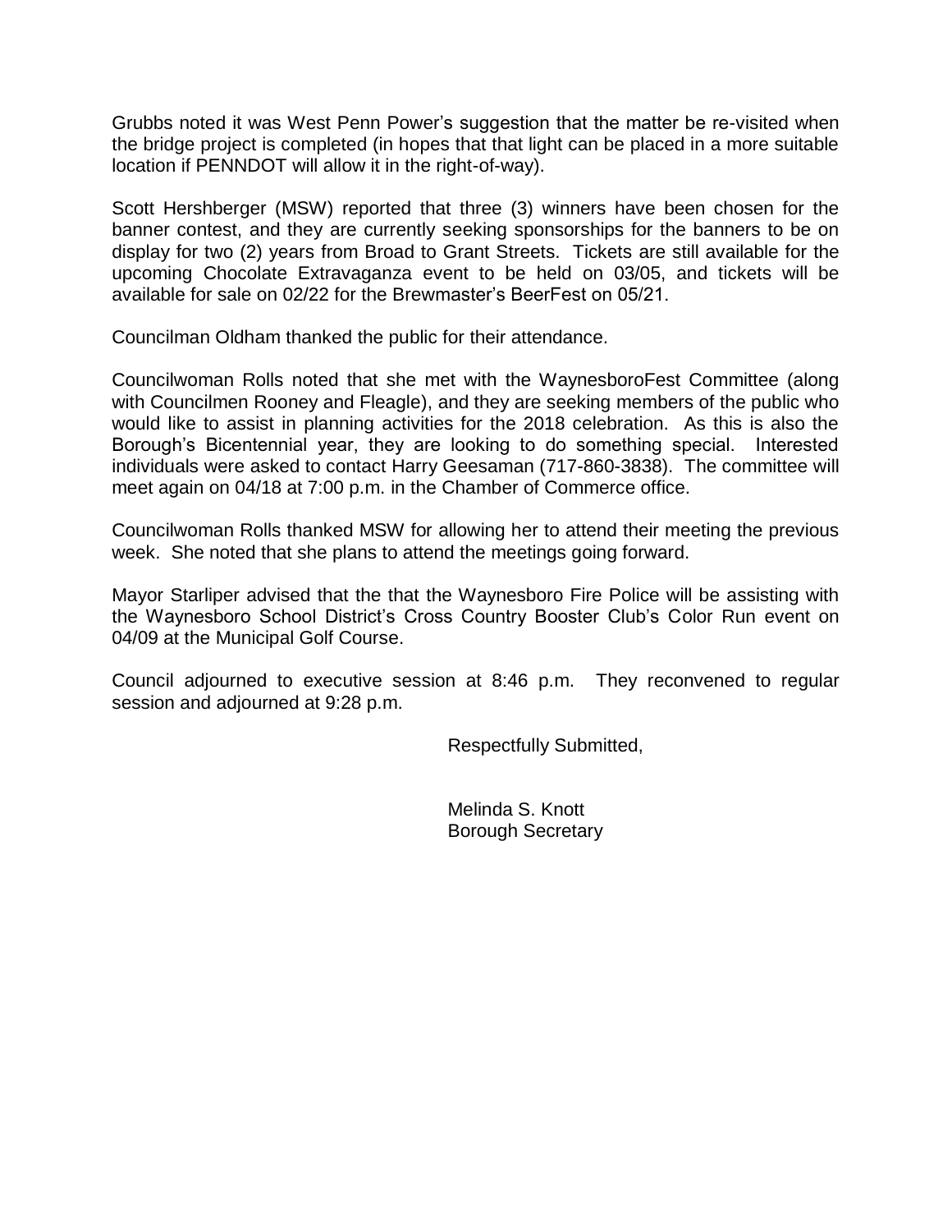Grubbs noted it was West Penn Power's suggestion that the matter be re-visited when the bridge project is completed (in hopes that that light can be placed in a more suitable location if PENNDOT will allow it in the right-of-way).

Scott Hershberger (MSW) reported that three (3) winners have been chosen for the banner contest, and they are currently seeking sponsorships for the banners to be on display for two (2) years from Broad to Grant Streets. Tickets are still available for the upcoming Chocolate Extravaganza event to be held on 03/05, and tickets will be available for sale on 02/22 for the Brewmaster's BeerFest on 05/21.

Councilman Oldham thanked the public for their attendance.

Councilwoman Rolls noted that she met with the WaynesboroFest Committee (along with Councilmen Rooney and Fleagle), and they are seeking members of the public who would like to assist in planning activities for the 2018 celebration. As this is also the Borough's Bicentennial year, they are looking to do something special. Interested individuals were asked to contact Harry Geesaman (717-860-3838). The committee will meet again on 04/18 at 7:00 p.m. in the Chamber of Commerce office.

Councilwoman Rolls thanked MSW for allowing her to attend their meeting the previous week. She noted that she plans to attend the meetings going forward.

Mayor Starliper advised that the that the Waynesboro Fire Police will be assisting with the Waynesboro School District's Cross Country Booster Club's Color Run event on 04/09 at the Municipal Golf Course.

Council adjourned to executive session at 8:46 p.m. They reconvened to regular session and adjourned at 9:28 p.m.

Respectfully Submitted,

Melinda S. Knott
Borough Secretary